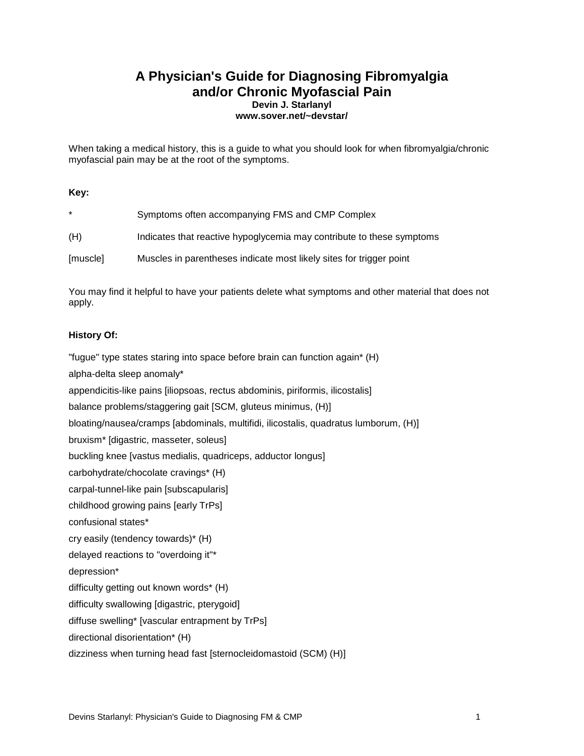# A Physician's Guide for Diagnosing Fibromyalgia and/or Chronic Myofascial Pain

**Devin J. Starlanyl**
**www.sover.net/~devstar/**

When taking a medical history, this is a guide to what you should look for when fibromyalgia/chronic myofascial pain may be at the root of the symptoms.

**Key:**

| | |
|---|---|
| * | Symptoms often accompanying FMS and CMP Complex |
| (H) | Indicates that reactive hypoglycemia may contribute to these symptoms |
| [muscle] | Muscles in parentheses indicate most likely sites for trigger point |

You may find it helpful to have your patients delete what symptoms and other material that does not apply.

**History Of:**

"fugue" type states staring into space before brain can function again* (H)

alpha-delta sleep anomaly*

appendicitis-like pains [iliopsoas, rectus abdominis, piriformis, ilicostalis]

balance problems/staggering gait [SCM, gluteus minimus, (H)]

bloating/nausea/cramps [abdominals, multifidi, ilicostalis, quadratus lumborum, (H)]

bruxism* [digastric, masseter, soleus]

buckling knee [vastus medialis, quadriceps, adductor longus]

carbohydrate/chocolate cravings* (H)

carpal-tunnel-like pain [subscapularis]

childhood growing pains [early TrPs]

confusional states*

cry easily (tendency towards)* (H)

delayed reactions to "overdoing it"*

depression*

difficulty getting out known words* (H)

difficulty swallowing [digastric, pterygoid]

diffuse swelling* [vascular entrapment by TrPs]

directional disorientation* (H)

dizziness when turning head fast [sternocleidomastoid (SCM) (H)]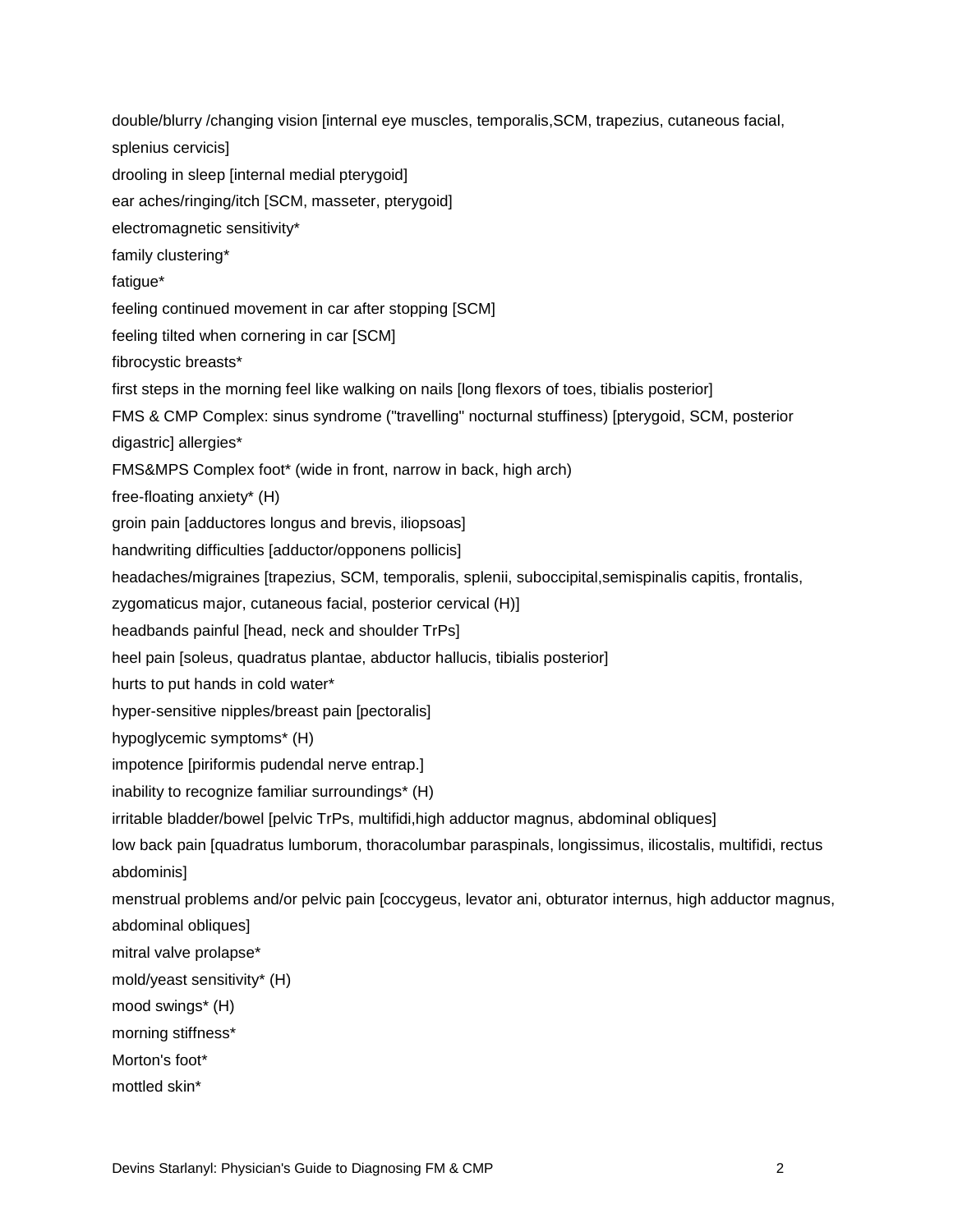double/blurry /changing vision [internal eye muscles, temporalis,SCM, trapezius, cutaneous facial, splenius cervicis]

drooling in sleep [internal medial pterygoid]

ear aches/ringing/itch [SCM, masseter, pterygoid]

electromagnetic sensitivity*

family clustering*

fatigue*

feeling continued movement in car after stopping [SCM]

feeling tilted when cornering in car [SCM]

fibrocystic breasts*

first steps in the morning feel like walking on nails [long flexors of toes, tibialis posterior]

FMS & CMP Complex: sinus syndrome ("travelling" nocturnal stuffiness) [pterygoid, SCM, posterior digastric] allergies*

FMS&MPS Complex foot* (wide in front, narrow in back, high arch)

free-floating anxiety* (H)

groin pain [adductores longus and brevis, iliopsoas]

handwriting difficulties [adductor/opponens pollicis]

headaches/migraines [trapezius, SCM, temporalis, splenii, suboccipital,semispinalis capitis, frontalis, zygomaticus major, cutaneous facial, posterior cervical (H)]

headbands painful [head, neck and shoulder TrPs]

heel pain [soleus, quadratus plantae, abductor hallucis, tibialis posterior]

hurts to put hands in cold water*

hyper-sensitive nipples/breast pain [pectoralis]

hypoglycemic symptoms* (H)

impotence [piriformis pudendal nerve entrap.]

inability to recognize familiar surroundings* (H)

irritable bladder/bowel [pelvic TrPs, multifidi,high adductor magnus, abdominal obliques]

low back pain [quadratus lumborum, thoracolumbar paraspinals, longissimus, ilicostalis, multifidi, rectus abdominis]

menstrual problems and/or pelvic pain [coccygeus, levator ani, obturator internus, high adductor magnus, abdominal obliques]

mitral valve prolapse*

mold/yeast sensitivity* (H)

mood swings* (H)

morning stiffness*

Morton's foot*

mottled skin*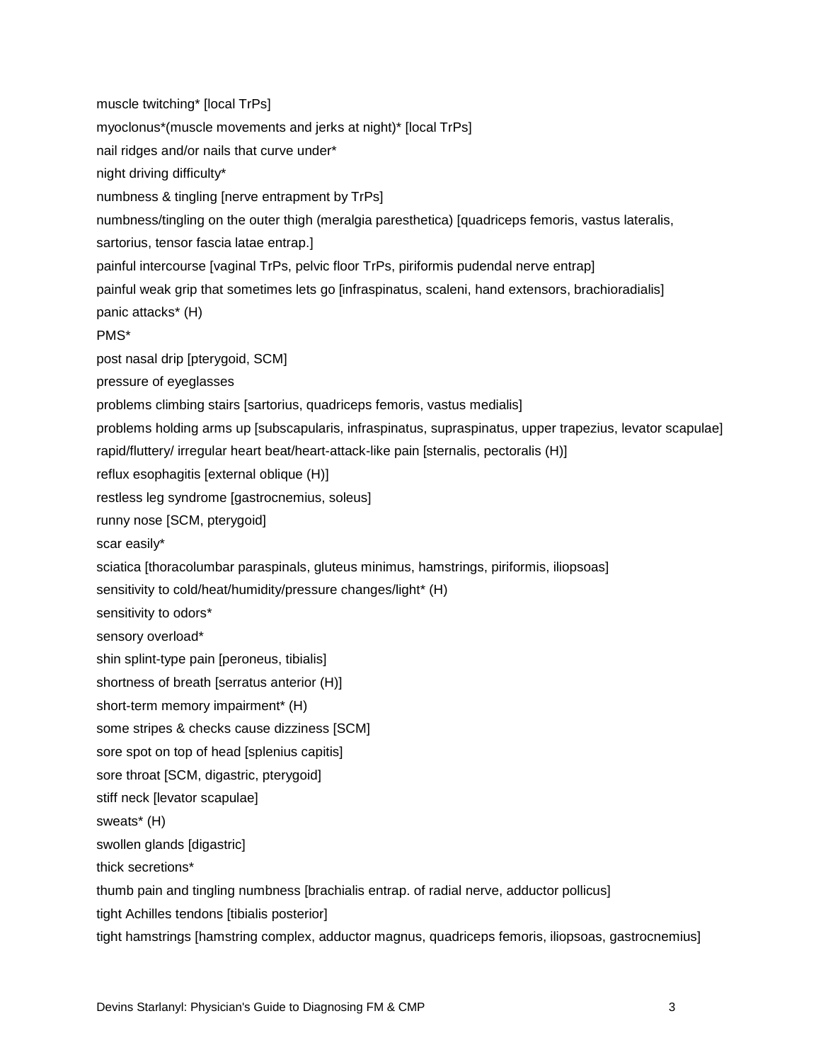muscle twitching* [local TrPs]

myoclonus*(muscle movements and jerks at night)* [local TrPs]

nail ridges and/or nails that curve under*

night driving difficulty*

numbness & tingling [nerve entrapment by TrPs]

numbness/tingling on the outer thigh (meralgia paresthetica) [quadriceps femoris, vastus lateralis, sartorius, tensor fascia latae entrap.]

painful intercourse [vaginal TrPs, pelvic floor TrPs, piriformis pudendal nerve entrap]

painful weak grip that sometimes lets go [infraspinatus, scaleni, hand extensors, brachioradialis]

panic attacks* (H)

PMS*

post nasal drip [pterygoid, SCM]

pressure of eyeglasses

problems climbing stairs [sartorius, quadriceps femoris, vastus medialis]

problems holding arms up [subscapularis, infraspinatus, supraspinatus, upper trapezius, levator scapulae]

rapid/fluttery/ irregular heart beat/heart-attack-like pain [sternalis, pectoralis (H)]

reflux esophagitis [external oblique (H)]

restless leg syndrome [gastrocnemius, soleus]

runny nose [SCM, pterygoid]

scar easily*

sciatica [thoracolumbar paraspinals, gluteus minimus, hamstrings, piriformis, iliopsoas]

sensitivity to cold/heat/humidity/pressure changes/light* (H)

sensitivity to odors*

sensory overload*

shin splint-type pain [peroneus, tibialis]

shortness of breath [serratus anterior (H)]

short-term memory impairment* (H)

some stripes & checks cause dizziness [SCM]

sore spot on top of head [splenius capitis]

sore throat [SCM, digastric, pterygoid]

stiff neck [levator scapulae]

sweats* (H)

swollen glands [digastric]

thick secretions*

thumb pain and tingling numbness [brachialis entrap. of radial nerve, adductor pollicus]

tight Achilles tendons [tibialis posterior]

tight hamstrings [hamstring complex, adductor magnus, quadriceps femoris, iliopsoas, gastrocnemius]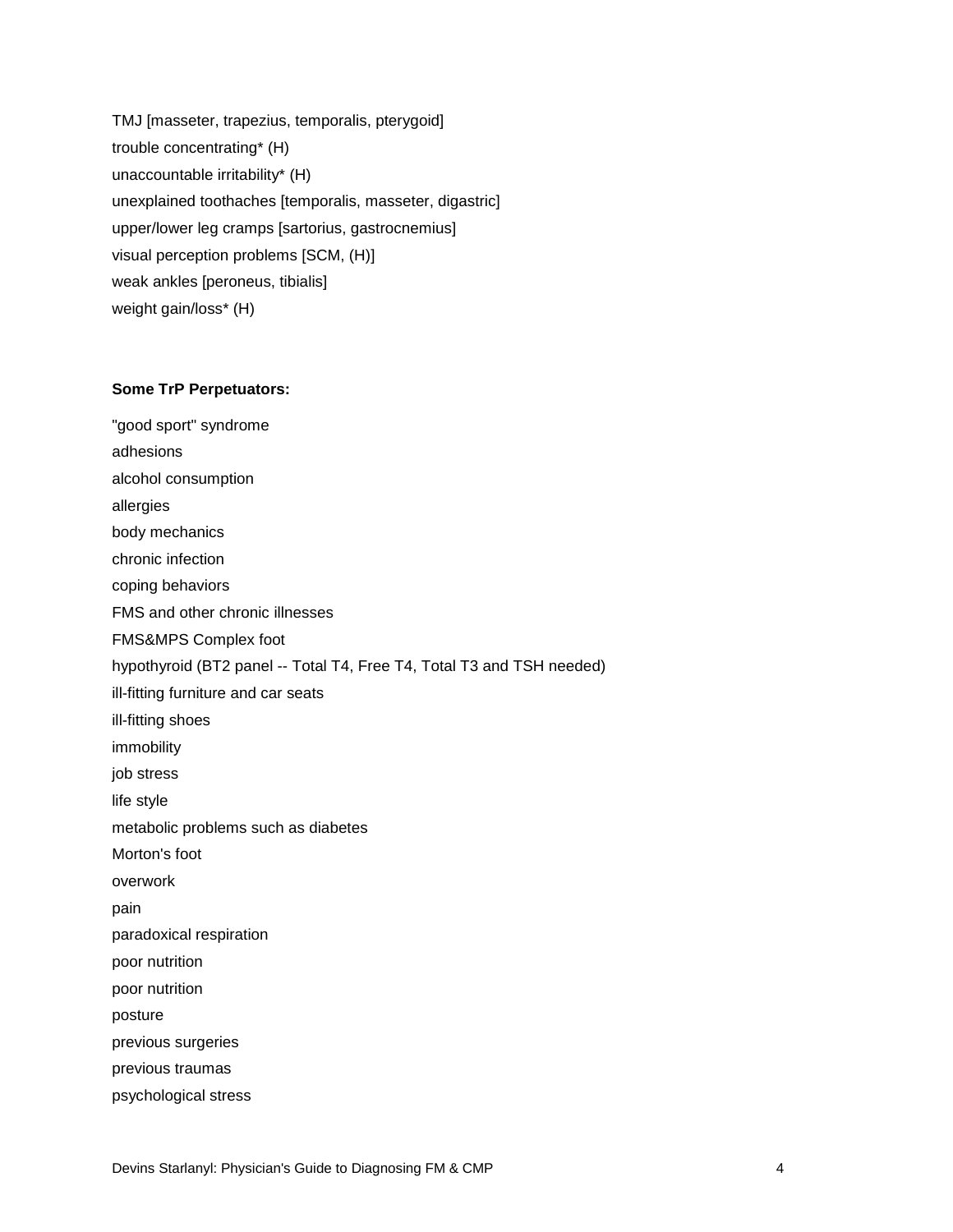TMJ [masseter, trapezius, temporalis, pterygoid]
trouble concentrating* (H)
unaccountable irritability* (H)
unexplained toothaches [temporalis, masseter, digastric]
upper/lower leg cramps [sartorius, gastrocnemius]
visual perception problems [SCM, (H)]
weak ankles [peroneus, tibialis]
weight gain/loss* (H)

**Some TrP Perpetuators:**

"good sport" syndrome
adhesions
alcohol consumption
allergies
body mechanics
chronic infection
coping behaviors
FMS and other chronic illnesses
FMS&MPS Complex foot
hypothyroid (BT2 panel -- Total T4, Free T4, Total T3 and TSH needed)
ill-fitting furniture and car seats
ill-fitting shoes
immobility
job stress
life style
metabolic problems such as diabetes
Morton's foot
overwork
pain
paradoxical respiration
poor nutrition
poor nutrition
posture
previous surgeries
previous traumas
psychological stress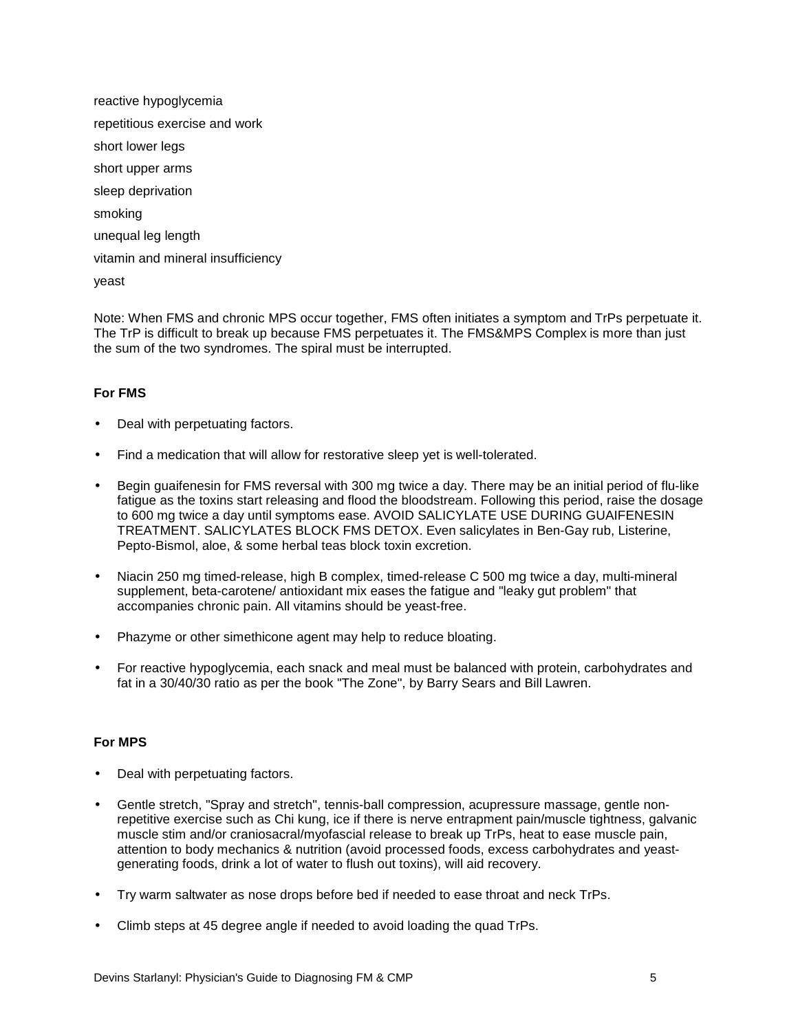reactive hypoglycemia

repetitious exercise and work

short lower legs

short upper arms

sleep deprivation

smoking

unequal leg length

vitamin and mineral insufficiency

yeast

Note: When FMS and chronic MPS occur together, FMS often initiates a symptom and TrPs perpetuate it. The TrP is difficult to break up because FMS perpetuates it. The FMS&MPS Complex is more than just the sum of the two syndromes. The spiral must be interrupted.

**For FMS**

- Deal with perpetuating factors.
- Find a medication that will allow for restorative sleep yet is well-tolerated.
- Begin guaifenesin for FMS reversal with 300 mg twice a day. There may be an initial period of flu-like fatigue as the toxins start releasing and flood the bloodstream. Following this period, raise the dosage to 600 mg twice a day until symptoms ease. AVOID SALICYLATE USE DURING GUAIFENESIN TREATMENT. SALICYLATES BLOCK FMS DETOX. Even salicylates in Ben-Gay rub, Listerine, Pepto-Bismol, aloe, & some herbal teas block toxin excretion.
- Niacin 250 mg timed-release, high B complex, timed-release C 500 mg twice a day, multi-mineral supplement, beta-carotene/ antioxidant mix eases the fatigue and "leaky gut problem" that accompanies chronic pain. All vitamins should be yeast-free.
- Phazyme or other simethicone agent may help to reduce bloating.
- For reactive hypoglycemia, each snack and meal must be balanced with protein, carbohydrates and fat in a 30/40/30 ratio as per the book "The Zone", by Barry Sears and Bill Lawren.

**For MPS**

- Deal with perpetuating factors.
- Gentle stretch, "Spray and stretch", tennis-ball compression, acupressure massage, gentle non-repetitive exercise such as Chi kung, ice if there is nerve entrapment pain/muscle tightness, galvanic muscle stim and/or craniosacral/myofascial release to break up TrPs, heat to ease muscle pain, attention to body mechanics & nutrition (avoid processed foods, excess carbohydrates and yeast-generating foods, drink a lot of water to flush out toxins), will aid recovery.
- Try warm saltwater as nose drops before bed if needed to ease throat and neck TrPs.
- Climb steps at 45 degree angle if needed to avoid loading the quad TrPs.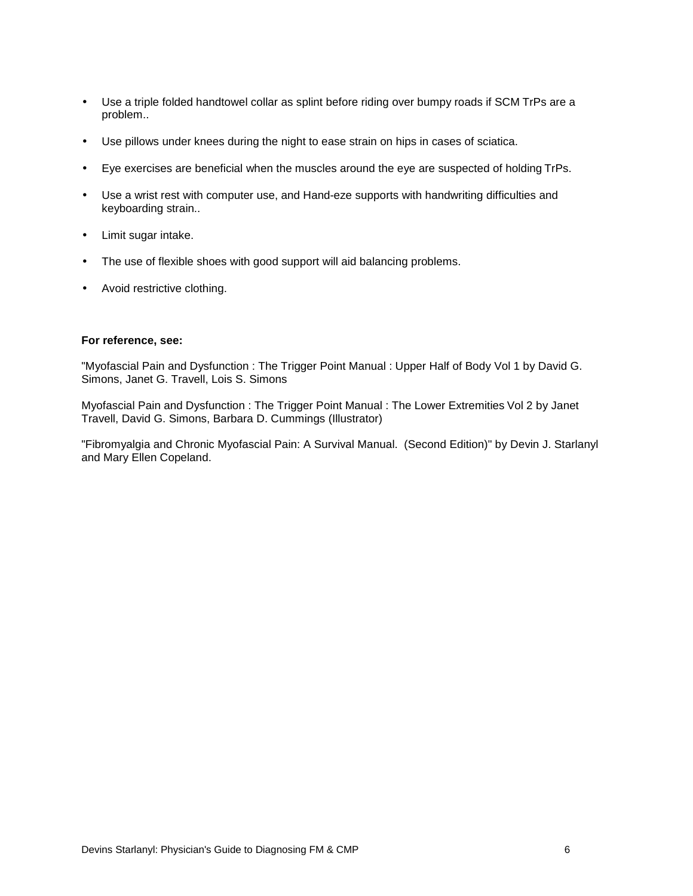- Use a triple folded handtowel collar as splint before riding over bumpy roads if SCM TrPs are a problem..
- Use pillows under knees during the night to ease strain on hips in cases of sciatica.
- Eye exercises are beneficial when the muscles around the eye are suspected of holding TrPs.
- Use a wrist rest with computer use, and Hand-eze supports with handwriting difficulties and keyboarding strain..
- Limit sugar intake.
- The use of flexible shoes with good support will aid balancing problems.
- Avoid restrictive clothing.

**For reference, see:**

"Myofascial Pain and Dysfunction : The Trigger Point Manual : Upper Half of Body Vol 1 by David G. Simons, Janet G. Travell, Lois S. Simons

Myofascial Pain and Dysfunction : The Trigger Point Manual : The Lower Extremities Vol 2 by Janet Travell, David G. Simons, Barbara D. Cummings (Illustrator)

"Fibromyalgia and Chronic Myofascial Pain: A Survival Manual. (Second Edition)" by Devin J. Starlanyl and Mary Ellen Copeland.